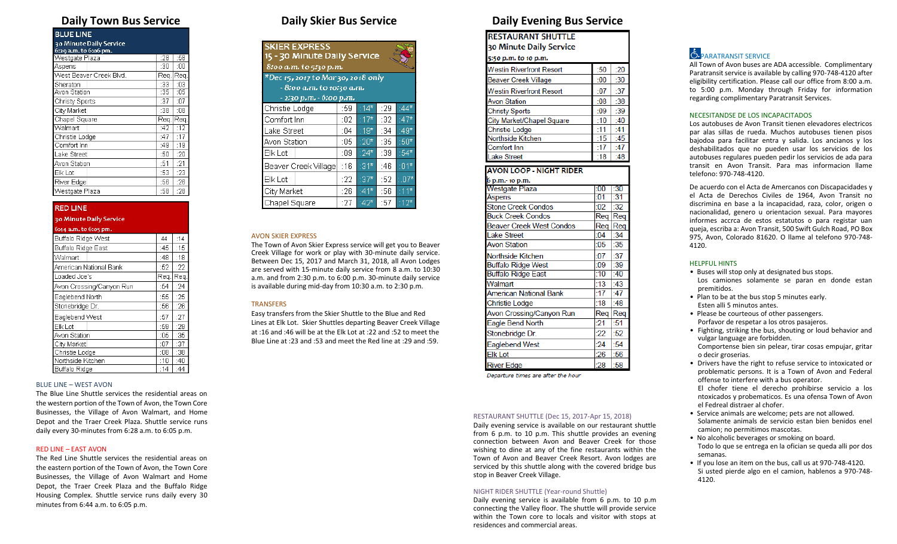## Daily Town Bus Service

| BLUE LINE 30 Minute Daily Service 6:29 a.m. to 6:06 pm. | | |
|---|---|---|
| Westgate Plaza | :28 | :58 |
| Aspens | :30 | :00 |
| West Beaver Creek Blvd. | Req. | Req. |
| Sheraton | :33 | :03 |
| Avon Station | :35 | :05 |
| Christy Sports | :37 | :07 |
| City Market | :38 | :08 |
| Chapel Square | Req. | Req. |
| Walmart | :42 | :12 |
| Christie Lodge | :47 | :17 |
| Comfort Inn | :49 | :19 |
| Lake Street | :50 | :20 |
| Avon Station | :51 | :21 |
| Elk Lot | :53 | :23 |
| River Edge | :56 | :26 |
| Westgate Plaza | :58 | :28 |

| RED LINE 30 Minute Daily Service 6:44 a.m. to 6:05 pm. | | |
|---|---|---|
| Buffalo Ridge West | 44 | :14 |
| Buffalo Ridge East | :45 | :15 |
| Walmart | :48 | :18 |
| American National Bank | :52 | :22 |
| Loaded Joe's | Req. | Req. |
| Avon Crossing/Canyon Run | :54 | :24 |
| Eaglebend North | :55 | :25 |
| Stonebridge Dr. | :56 | :26 |
| Eaglebend West | :57 | :27 |
| Elk Lot | :59 | :29 |
| Avon Station | :06 | :36 |
| City Market | :07 | :37 |
| Christie Lodge | :08 | :38 |
| Northside Kitchen | :10 | :40 |
| Buffalo Ridge | :14 | :44 |

BLUE LINE – WEST AVON

The Blue Line Shuttle services the residential areas on the western portion of the Town of Avon, the Town Core Businesses, the Village of Avon Walmart, and Home Depot and the Traer Creek Plaza. Shuttle service runs daily every 30-minutes from 6:28 a.m. to 6:05 p.m.

RED LINE – EAST AVON

The Red Line Shuttle services the residential areas on the eastern portion of the Town of Avon, the Town Core Businesses, the Village of Avon Walmart and Home Depot, the Traer Creek Plaza and the Buffalo Ridge Housing Complex. Shuttle service runs daily every 30 minutes from 6:44 a.m. to 6:05 p.m.

## Daily Skier Bus Service

| SKIER EXPRESS 15 - 30 Minute Daily Service 8:00 a.m. to 5:30 p.m. | | | | |
|---|---|---|---|---|
| *Dec 15, 2017 to Mar 30, 2018 only - 8:00 a.m. to 10:30 a.m. - 2:30 p.m. - 6:00 p.m. | | | | |
| Christie Lodge | :59 | :14* | :29 | :44* |
| Comfort Inn | :02 | :17* | :32 | :47* |
| Lake Street | :04 | :19* | :34 | :49* |
| Avon Station | :05 | :20* | :35 | :50* |
| Elk Lot | :09 | :24* | :39 | :54* |
| Beaver Creek Village | :16 | :31* | :46 | :01* |
| Elk Lot | :22 | :37* | :52 | :07* |
| City Market | :26 | :41* | :56 | :11* |
| Chapel Square | :27 | :42* | :57 | :12* |

AVON SKIER EXPRESS

The Town of Avon Skier Express service will get you to Beaver Creek Village for work or play with 30-minute daily service. Between Dec 15, 2017 and March 31, 2018, all Avon Lodges are served with 15-minute daily service from 8 a.m. to 10:30 a.m. and from 2:30 p.m. to 6:00 p.m. 30-minute daily service is available during mid-day from 10:30 a.m. to 2:30 p.m.

TRANSFERS

Easy transfers from the Skier Shuttle to the Blue and Red Lines at Elk Lot. Skier Shuttles departing Beaver Creek Village at :16 and :46 will be at the Elk Lot at :22 and :52 to meet the Blue Line at :23 and :53 and meet the Red line at :29 and :59.

## Daily Evening Bus Service

| RESTAURANT SHUTTLE 30 Minute Daily Service 5:50 p.m. to 10 p.m. | | |
|---|---|---|
| Westin Riverfront Resort | :50 | :20 |
| Beaver Creek Village | :00 | :30 |
| Westin Riverfront Resort | :07 | :37 |
| Avon Station | :08 | :38 |
| Christy Sports | :09 | :39 |
| City Market/Chapel Square | :10 | :40 |
| Christie Lodge | :11 | :41 |
| Northside Kitchen | :15 | :45 |
| Comfort Inn | :17 | :47 |
| Lake Street | :18 | :48 |

| AVON LOOP - NIGHT RIDER 6 p.m.- 10 p.m. | | |
|---|---|---|
| Westgate Plaza | :00 | :30 |
| Aspens | :01 | :31 |
| Stone Creek Condos | :02 | :32 |
| Buck Creek Condos | Req | Req |
| Beaver Creek West Condos | Req | Req |
| Lake Street | :04 | :34 |
| Avon Station | :05 | :35 |
| Northside Kitchen | :07 | :37 |
| Buffalo Ridge West | :09 | :39 |
| Buffalo Ridge East | :10 | :40 |
| Walmart | :13 | :43 |
| American National Bank | :17 | :47 |
| Christie Lodge | :18 | :48 |
| Avon Crossing/Canyon Run | Req | Req |
| Eagle Bend North | :21 | :51 |
| Stonebridge Dr. | :22 | :52 |
| Eaglebend West | :24 | :54 |
| Elk Lot | :26 | :56 |
| River Edge | :28 | :58 |

*Departure times are after the hour*

RESTAURANT SHUTTLE (Dec 15, 2017-Apr 15, 2018)

Daily evening service is available on our restaurant shuttle from 6 p.m. to 10 p.m. This shuttle provides an evening connection between Avon and Beaver Creek for those wishing to dine at any of the fine restaurants within the Town of Avon and Beaver Creek Resort. Avon lodges are serviced by this shuttle along with the covered bridge bus stop in Beaver Creek Village.

NIGHT RIDER SHUTTLE (Year-round Shuttle)

Daily evening service is available from 6 p.m. to 10 p.m connecting the Valley floor. The shuttle will provide service within the Town core to locals and visitor with stops at residences and commercial areas.

PARATRANSIT SERVICE

All Town of Avon buses are ADA accessible. Complimentary Paratransit service is available by calling 970-748-4120 after eligibility certification. Please call our office from 8:00 a.m. to 5:00 p.m. Monday through Friday for information regarding complimentary Paratransit Services.

NECESITANDSE DE LOS INCAPACITADOS

Los autobuses de Avon Transit tienen elevadores electricos par alas sillas de rueda. Muchos autobuses tienen pisos bajodoa para facilitar entra y salida. Los ancianos y los deshabilitados que no pueden usar los servicios de los autobuses regulares pueden pedir los servicios de ada para transit en Avon Transit. Para mas informacion llame telefono: 970-748-4120.

De acuerdo con el Acta de Amercanos con Discapacidades y el Acta de Derechos Civiles de 1964, Avon Transit no discrimina en base a la incapacidad, raza, color, origen o nacionalidad, genero u orientacion sexual. Para mayores informes accrca de estos estatutos o para registar uan queja, escriba a: Avon Transit, 500 Swift Gulch Road, PO Box 975, Avon, Colorado 81620. O llame al telefono 970-748-4120.

HELPFUL HINTS

- Buses will stop only at designated bus stops.
  Los camiones solamente se paran en donde estan premitidos.
- Plan to be at the bus stop 5 minutes early.
  Esten alli 5 minutos antes.
- Please be courteous of other passengers.
  Porfavor de respetar a los otros pasajeros.
- Fighting, striking the bus, shouting or loud behavior and vulgar language are forbidden.
  Comportense bien sin pelear, tirar cosas empujar, gritar o decir groserias.
- Drivers have the right to refuse service to intoxicated or problematic persons. It is a Town of Avon and Federal offense to interfere with a bus operator.
  El chofer tiene el derecho prohibirse servicio a los ntoxicados y probematicos. Es una ofensa Town of Avon el Fedreal distraer al chofer.
- Service animals are welcome; pets are not allowed.
  Solamente animals de servicio estan bien benidos enel camion; no permitimos mascotas.
- No alcoholic beverages or smoking on board.
  Todo lo que se entrega en la ofician se queda alli por dos semanas.
- If you lose an item on the bus, call us at 970-748-4120.
  Si usted pierde algo en el camion, hablenos a 970-748-4120.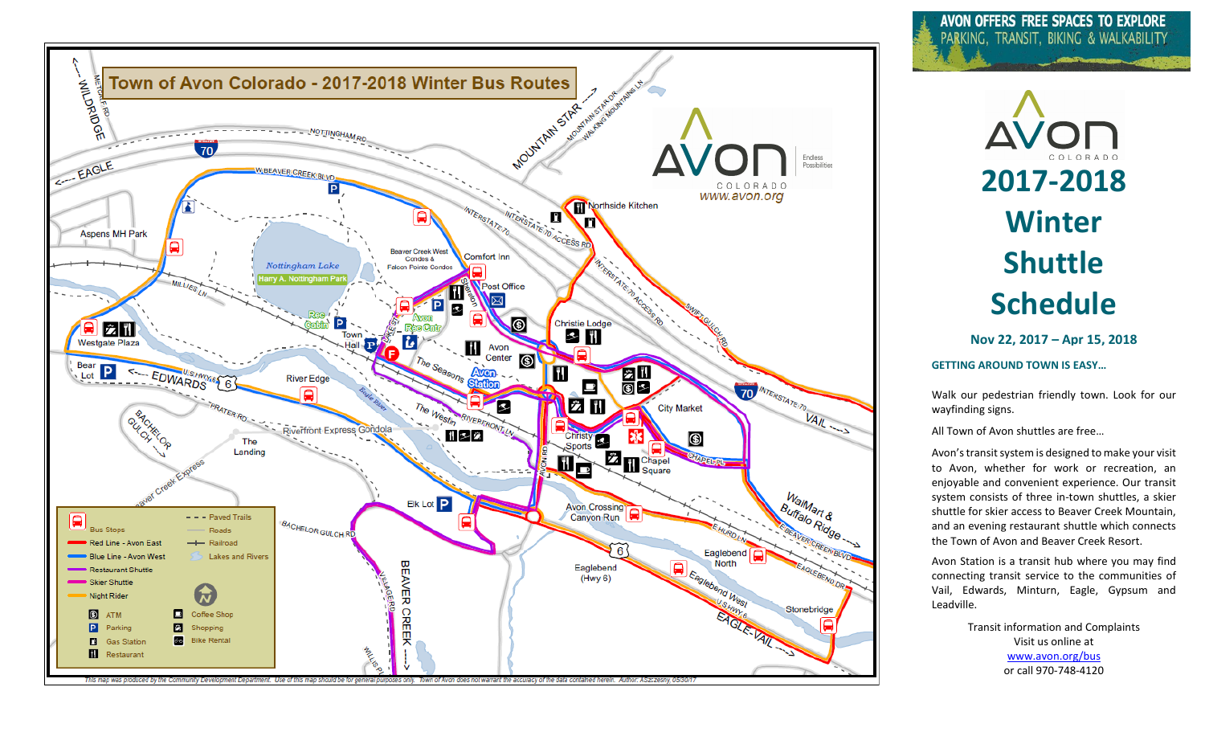# Town of Avon Colorado - 2017-2018 Winter Bus Routes

<-- WILDRIDGE

METCALF RD

NOTTINGHAM RD

<--- EAGLE

70

MOUNTAIN STAR --->

MOUNTAIN STAR DR

WALKING MOUNTAINS LN

AVON COLORADO Endless Possibilities

www.avon.org

W BEAVER CREEK BLVD

INTERSTATE 70

INTERSTATE 70 ACCESS RD

Northside Kitchen

Aspens MH Park

Beaver Creek West Condos & Falcon Pointe Condos

Comfort Inn

Nottingham Lake

Harry A. Nottingham Park

MILLIES LN

Post Office

Rec Cabin

Avon Rec Cntr

Westgate Plaza

Town Hall

Avon Center

Christie Lodge

Bear Lot

EDWARDS

U.S.HWY 6

6

River Edge

The Seasons

Avon Station

SWIFT GULCH RD

INTERSTATE 70 ACCESS RD

70

INTERSTATE 70

VAIL --->

City Market

FRATER RD

Riverfront Express Gondola

The Westin

RIVERFRONT LN

BACHELOR GULCH

The Landing

Christy Sports

CHAPEL PL

Chapel Square

Beaver Creek Express

Elk Lot

AVON RD

Avon Crossing Canyon Run

WalMart & Buffalo Ridge

E BEAVER CREEK BLVD

E HURD LN

BACHELOR GULCH RD

6

Eaglebend North

EAGLEBEND DR

VILLAGE RD

BEAVER CREEK --->

Eaglebend (Hwy 6)

Eaglebend West

U.S.HWY 6

EAGLE-VAIL --->

Stonebridge

WILLIS PL

Legend:
- Bus Stops
- Red Line - Avon East
- Blue Line - Avon West
- Restaurant Shuttle
- Skier Shuttle
- Night Rider
- Paved Trails
- Roads
- Railroad
- Lakes and Rivers
- ATM
- Parking
- Gas Station
- Restaurant
- Coffee Shop
- Shopping
- Bike Rental

This map was produced by the Community Development Department. Use of this map should be for general purposes only. Town of Avon does not warrant the accuracy of the data contained herein. Author: ASzczesny 05/30/17

AVON OFFERS FREE SPACES TO EXPLORE PARKING, TRANSIT, BIKING & WALKABILITY

AVON COLORADO

# 2017-2018 Winter Shuttle Schedule

**Nov 22, 2017 – Apr 15, 2018**

**GETTING AROUND TOWN IS EASY…**

Walk our pedestrian friendly town. Look for our wayfinding signs.

All Town of Avon shuttles are free…

Avon's transit system is designed to make your visit to Avon, whether for work or recreation, an enjoyable and convenient experience. Our transit system consists of three in-town shuttles, a skier shuttle for skier access to Beaver Creek Mountain, and an evening restaurant shuttle which connects the Town of Avon and Beaver Creek Resort.

Avon Station is a transit hub where you may find connecting transit service to the communities of Vail, Edwards, Minturn, Eagle, Gypsum and Leadville.

Transit information and Complaints
Visit us online at
www.avon.org/bus
or call 970-748-4120